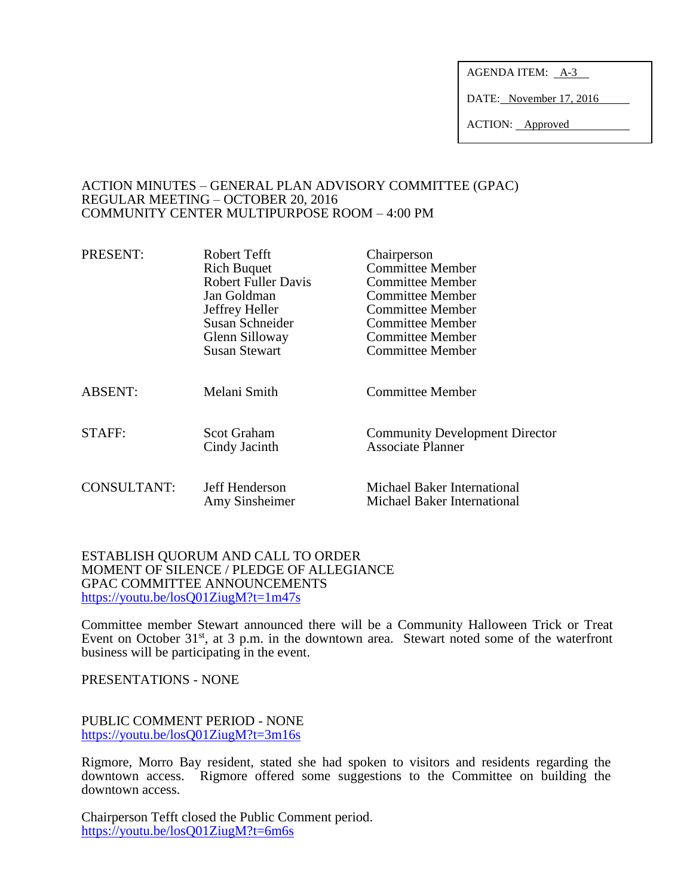| AGENDA ITEM: | A-3 |
| --- | --- |
| DATE: | November 17, 2016 |
| ACTION: | Approved |

ACTION MINUTES – GENERAL PLAN ADVISORY COMMITTEE (GPAC)
REGULAR MEETING – OCTOBER 20, 2016
COMMUNITY CENTER MULTIPURPOSE ROOM – 4:00 PM

| | | |
| --- | --- | --- |
| PRESENT: | Robert Tefft | Chairperson |
| | Rich Buquet | Committee Member |
| | Robert Fuller Davis | Committee Member |
| | Jan Goldman | Committee Member |
| | Jeffrey Heller | Committee Member |
| | Susan Schneider | Committee Member |
| | Glenn Silloway | Committee Member |
| | Susan Stewart | Committee Member |
| ABSENT: | Melani Smith | Committee Member |
| STAFF: | Scot Graham | Community Development Director |
| | Cindy Jacinth | Associate Planner |
| CONSULTANT: | Jeff Henderson | Michael Baker International |
| | Amy Sinsheimer | Michael Baker International |

ESTABLISH QUORUM AND CALL TO ORDER
MOMENT OF SILENCE / PLEDGE OF ALLEGIANCE
GPAC COMMITTEE ANNOUNCEMENTS
https://youtu.be/losQ01ZiugM?t=1m47s

Committee member Stewart announced there will be a Community Halloween Trick or Treat Event on October 31st, at 3 p.m. in the downtown area. Stewart noted some of the waterfront business will be participating in the event.

PRESENTATIONS - NONE

PUBLIC COMMENT PERIOD - NONE
https://youtu.be/losQ01ZiugM?t=3m16s

Rigmore, Morro Bay resident, stated she had spoken to visitors and residents regarding the downtown access. Rigmore offered some suggestions to the Committee on building the downtown access.

Chairperson Tefft closed the Public Comment period.
https://youtu.be/losQ01ZiugM?t=6m6s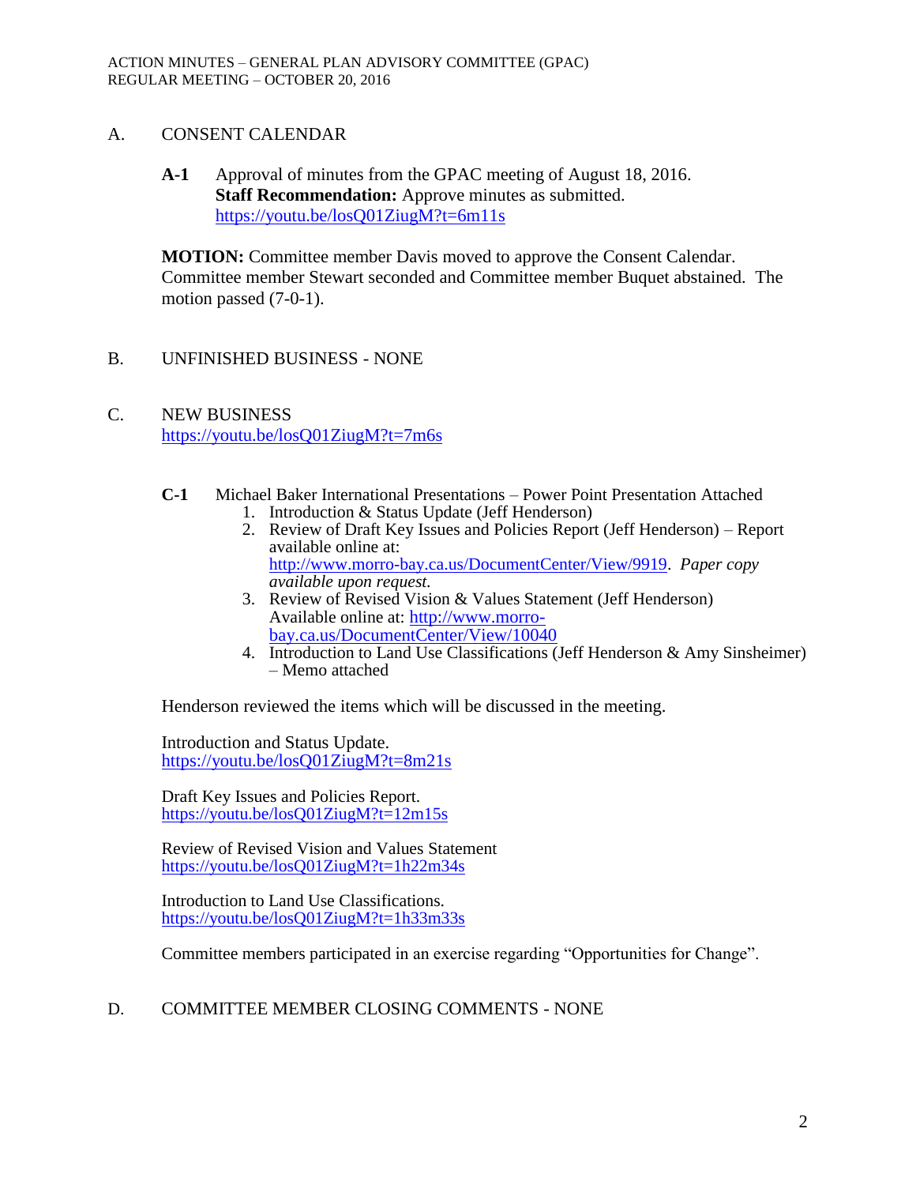## A. CONSENT CALENDAR

**A-1** Approval of minutes from the GPAC meeting of August 18, 2016.
**Staff Recommendation:** Approve minutes as submitted.
https://youtu.be/losQ01ZiugM?t=6m11s

**MOTION:** Committee member Davis moved to approve the Consent Calendar. Committee member Stewart seconded and Committee member Buquet abstained. The motion passed (7-0-1).

## B. UNFINISHED BUSINESS - NONE

## C. NEW BUSINESS

https://youtu.be/losQ01ZiugM?t=7m6s

**C-1** Michael Baker International Presentations – Power Point Presentation Attached

1. Introduction & Status Update (Jeff Henderson)
2. Review of Draft Key Issues and Policies Report (Jeff Henderson) – Report available online at: http://www.morro-bay.ca.us/DocumentCenter/View/9919. *Paper copy available upon request.*
3. Review of Revised Vision & Values Statement (Jeff Henderson) Available online at: http://www.morro-bay.ca.us/DocumentCenter/View/10040
4. Introduction to Land Use Classifications (Jeff Henderson & Amy Sinsheimer) – Memo attached

Henderson reviewed the items which will be discussed in the meeting.

Introduction and Status Update.
https://youtu.be/losQ01ZiugM?t=8m21s

Draft Key Issues and Policies Report.
https://youtu.be/losQ01ZiugM?t=12m15s

Review of Revised Vision and Values Statement
https://youtu.be/losQ01ZiugM?t=1h22m34s

Introduction to Land Use Classifications.
https://youtu.be/losQ01ZiugM?t=1h33m33s

Committee members participated in an exercise regarding "Opportunities for Change".

## D. COMMITTEE MEMBER CLOSING COMMENTS - NONE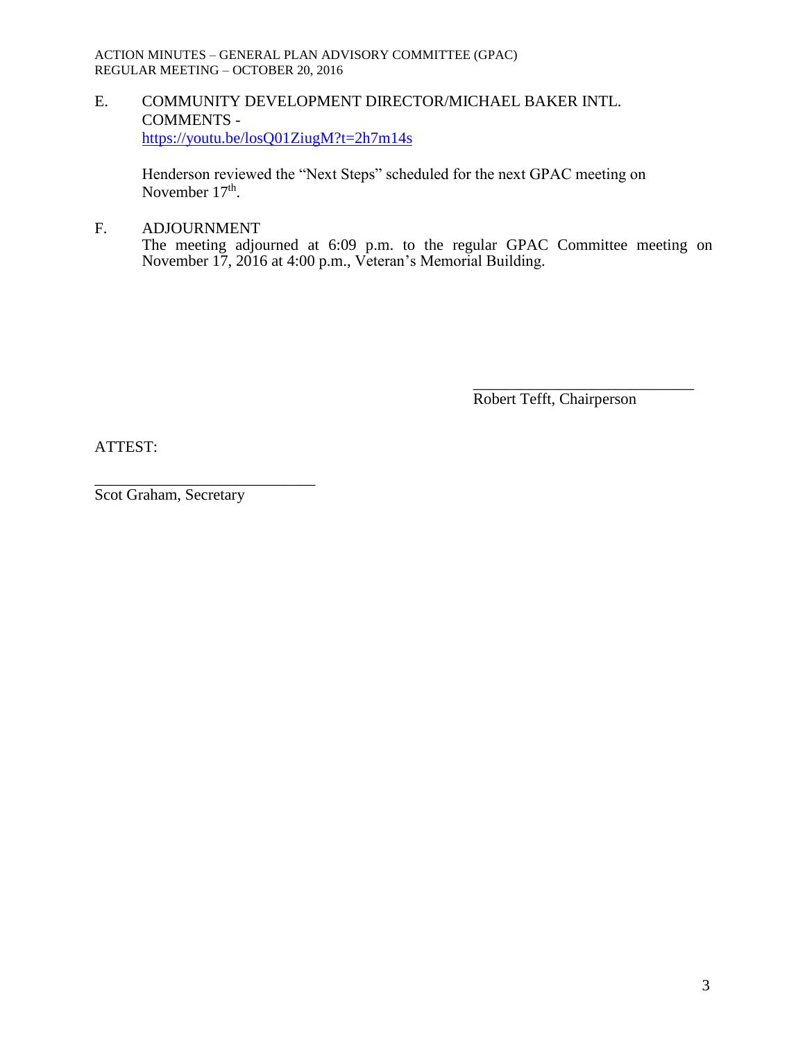E. COMMUNITY DEVELOPMENT DIRECTOR/MICHAEL BAKER INTL. COMMENTS - https://youtu.be/losQ01ZiugM?t=2h7m14s

Henderson reviewed the "Next Steps" scheduled for the next GPAC meeting on November 17th.

F. ADJOURNMENT

The meeting adjourned at 6:09 p.m. to the regular GPAC Committee meeting on November 17, 2016 at 4:00 p.m., Veteran's Memorial Building.

\_\_\_\_\_\_\_\_\_\_\_\_\_\_\_\_\_\_\_\_\_\_\_\_\_\_\_\_\_\_

Robert Tefft, Chairperson

ATTEST:

\_\_\_\_\_\_\_\_\_\_\_\_\_\_\_\_\_\_\_\_\_\_\_\_\_\_\_\_\_\_

Scot Graham, Secretary